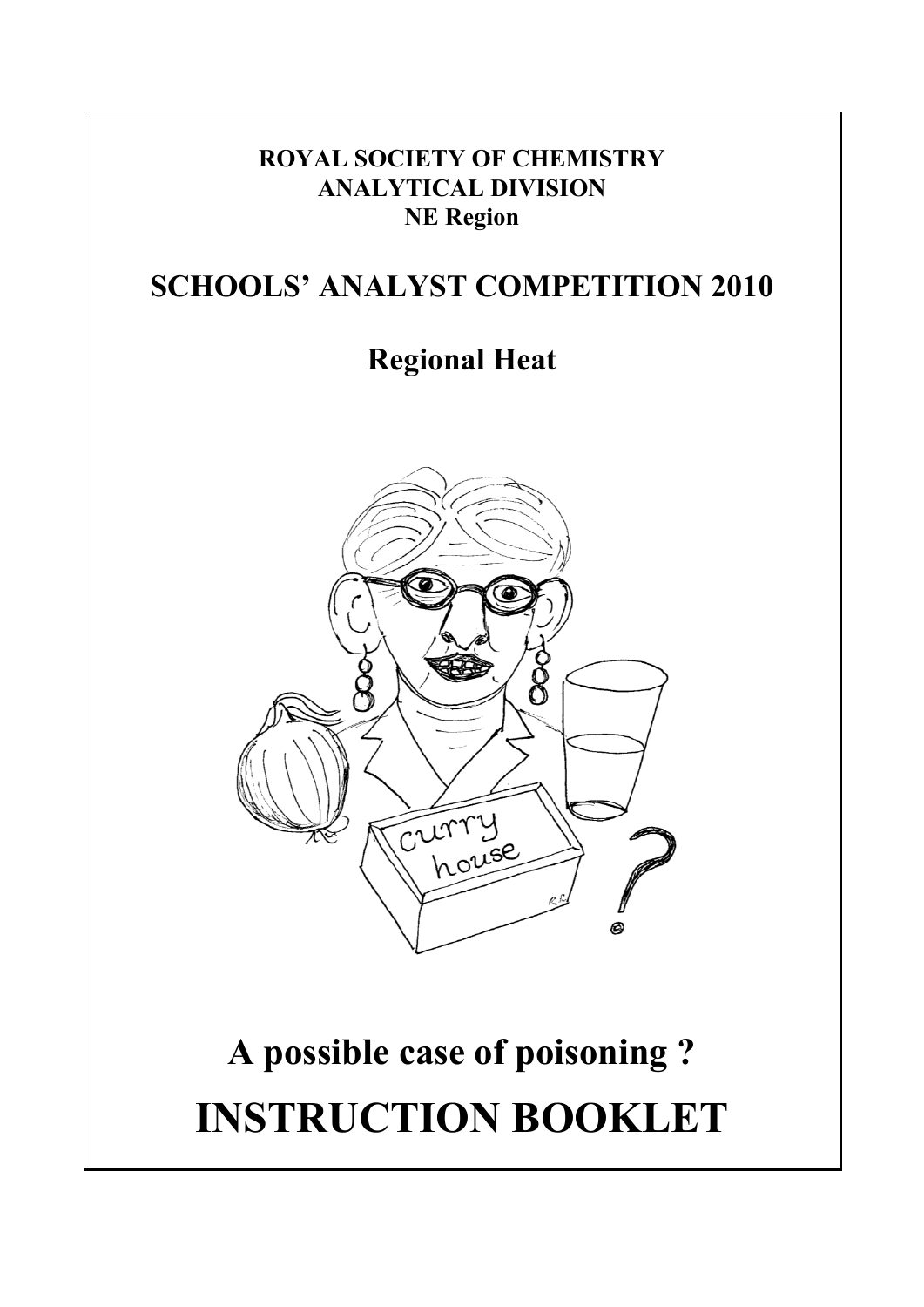**ROYAL SOCIETY OF CHEMISTRY**
**ANALYTICAL DIVISION**
**NE Region**

# SCHOOLS' ANALYST COMPETITION 2010

## Regional Heat

# A possible case of poisoning ?

# INSTRUCTION BOOKLET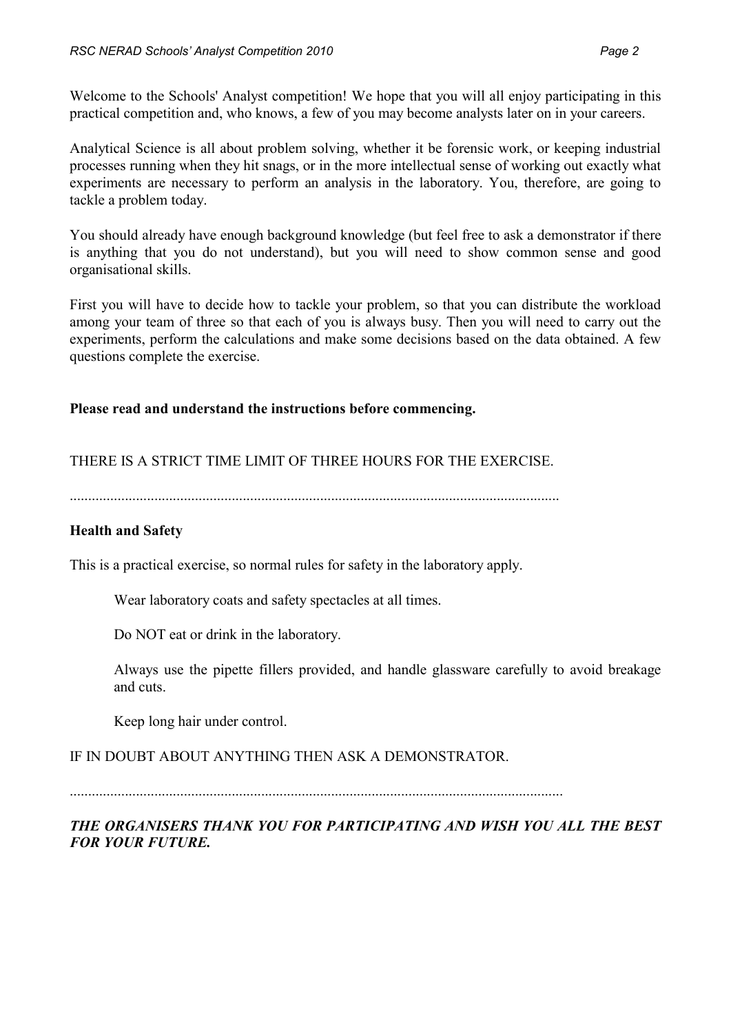Welcome to the Schools' Analyst competition! We hope that you will all enjoy participating in this practical competition and, who knows, a few of you may become analysts later on in your careers.

Analytical Science is all about problem solving, whether it be forensic work, or keeping industrial processes running when they hit snags, or in the more intellectual sense of working out exactly what experiments are necessary to perform an analysis in the laboratory. You, therefore, are going to tackle a problem today.

You should already have enough background knowledge (but feel free to ask a demonstrator if there is anything that you do not understand), but you will need to show common sense and good organisational skills.

First you will have to decide how to tackle your problem, so that you can distribute the workload among your team of three so that each of you is always busy. Then you will need to carry out the experiments, perform the calculations and make some decisions based on the data obtained. A few questions complete the exercise.

**Please read and understand the instructions before commencing.**

THERE IS A STRICT TIME LIMIT OF THREE HOURS FOR THE EXERCISE.

.....................................................................................................................................

**Health and Safety**

This is a practical exercise, so normal rules for safety in the laboratory apply.

Wear laboratory coats and safety spectacles at all times.

Do NOT eat or drink in the laboratory.

Always use the pipette fillers provided, and handle glassware carefully to avoid breakage and cuts.

Keep long hair under control.

IF IN DOUBT ABOUT ANYTHING THEN ASK A DEMONSTRATOR.

.....................................................................................................................................

***THE ORGANISERS THANK YOU FOR PARTICIPATING AND WISH YOU ALL THE BEST FOR YOUR FUTURE.***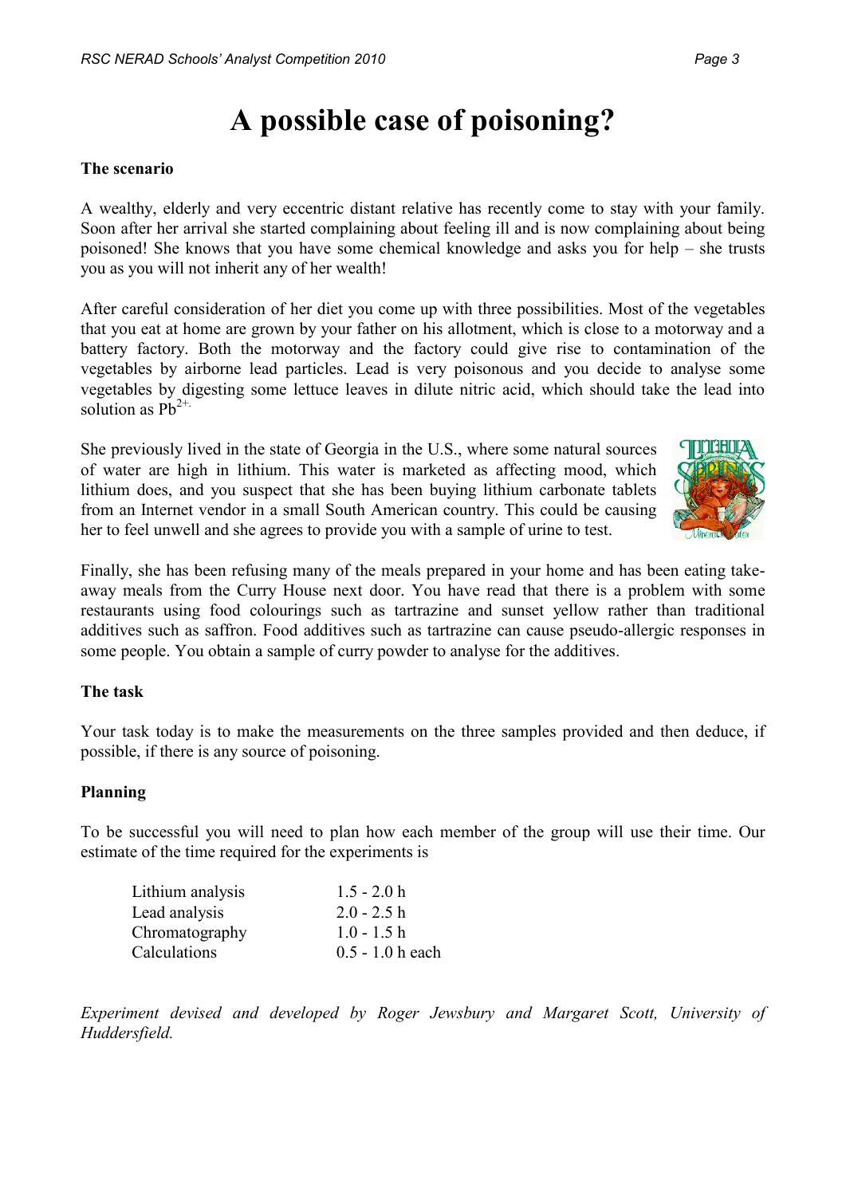# A possible case of poisoning?

**The scenario**

A wealthy, elderly and very eccentric distant relative has recently come to stay with your family. Soon after her arrival she started complaining about feeling ill and is now complaining about being poisoned! She knows that you have some chemical knowledge and asks you for help – she trusts you as you will not inherit any of her wealth!

After careful consideration of her diet you come up with three possibilities. Most of the vegetables that you eat at home are grown by your father on his allotment, which is close to a motorway and a battery factory. Both the motorway and the factory could give rise to contamination of the vegetables by airborne lead particles. Lead is very poisonous and you decide to analyse some vegetables by digesting some lettuce leaves in dilute nitric acid, which should take the lead into solution as $Pb^{2+}$.

She previously lived in the state of Georgia in the U.S., where some natural sources of water are high in lithium. This water is marketed as affecting mood, which lithium does, and you suspect that she has been buying lithium carbonate tablets from an Internet vendor in a small South American country. This could be causing her to feel unwell and she agrees to provide you with a sample of urine to test.

Finally, she has been refusing many of the meals prepared in your home and has been eating take-away meals from the Curry House next door. You have read that there is a problem with some restaurants using food colourings such as tartrazine and sunset yellow rather than traditional additives such as saffron. Food additives such as tartrazine can cause pseudo-allergic responses in some people. You obtain a sample of curry powder to analyse for the additives.

**The task**

Your task today is to make the measurements on the three samples provided and then deduce, if possible, if there is any source of poisoning.

**Planning**

To be successful you will need to plan how each member of the group will use their time. Our estimate of the time required for the experiments is

| | |
|---|---|
| Lithium analysis | 1.5 - 2.0 h |
| Lead analysis | 2.0 - 2.5 h |
| Chromatography | 1.0 - 1.5 h |
| Calculations | 0.5 - 1.0 h each |

*Experiment devised and developed by Roger Jewsbury and Margaret Scott, University of Huddersfield.*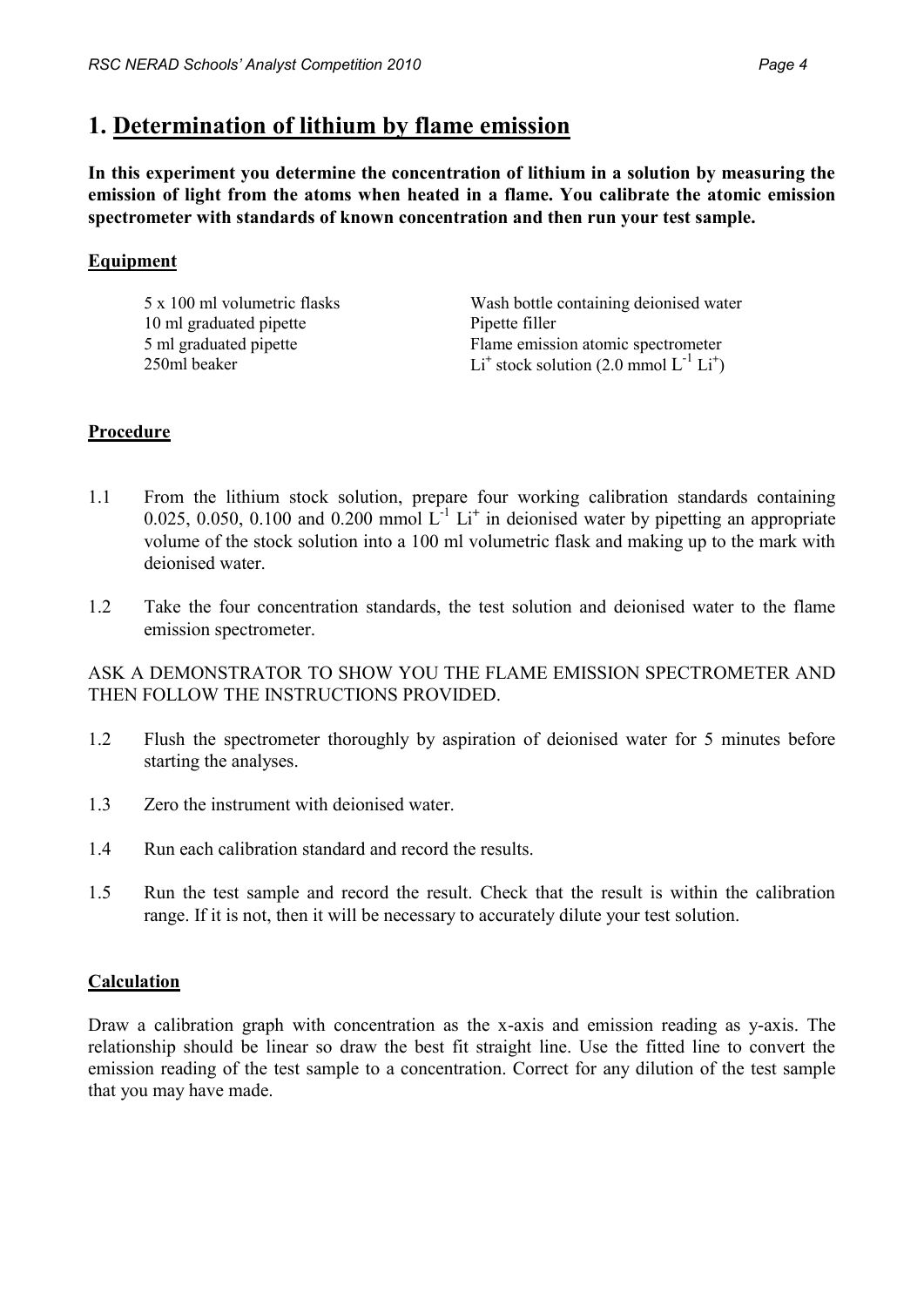# 1. Determination of lithium by flame emission

**In this experiment you determine the concentration of lithium in a solution by measuring the emission of light from the atoms when heated in a flame. You calibrate the atomic emission spectrometer with standards of known concentration and then run your test sample.**

## Equipment

| | |
|---|---|
| 5 x 100 ml volumetric flasks | Wash bottle containing deionised water |
| 10 ml graduated pipette | Pipette filler |
| 5 ml graduated pipette | Flame emission atomic spectrometer |
| 250ml beaker | $Li^+$ stock solution (2.0 mmol $L^{-1}$ $Li^+$) |

## Procedure

1.1 From the lithium stock solution, prepare four working calibration standards containing 0.025, 0.050, 0.100 and 0.200 mmol $L^{-1}$ $Li^+$ in deionised water by pipetting an appropriate volume of the stock solution into a 100 ml volumetric flask and making up to the mark with deionised water.

1.2 Take the four concentration standards, the test solution and deionised water to the flame emission spectrometer.

ASK A DEMONSTRATOR TO SHOW YOU THE FLAME EMISSION SPECTROMETER AND THEN FOLLOW THE INSTRUCTIONS PROVIDED.

1.2 Flush the spectrometer thoroughly by aspiration of deionised water for 5 minutes before starting the analyses.

1.3 Zero the instrument with deionised water.

1.4 Run each calibration standard and record the results.

1.5 Run the test sample and record the result. Check that the result is within the calibration range. If it is not, then it will be necessary to accurately dilute your test solution.

## Calculation

Draw a calibration graph with concentration as the x-axis and emission reading as y-axis. The relationship should be linear so draw the best fit straight line. Use the fitted line to convert the emission reading of the test sample to a concentration. Correct for any dilution of the test sample that you may have made.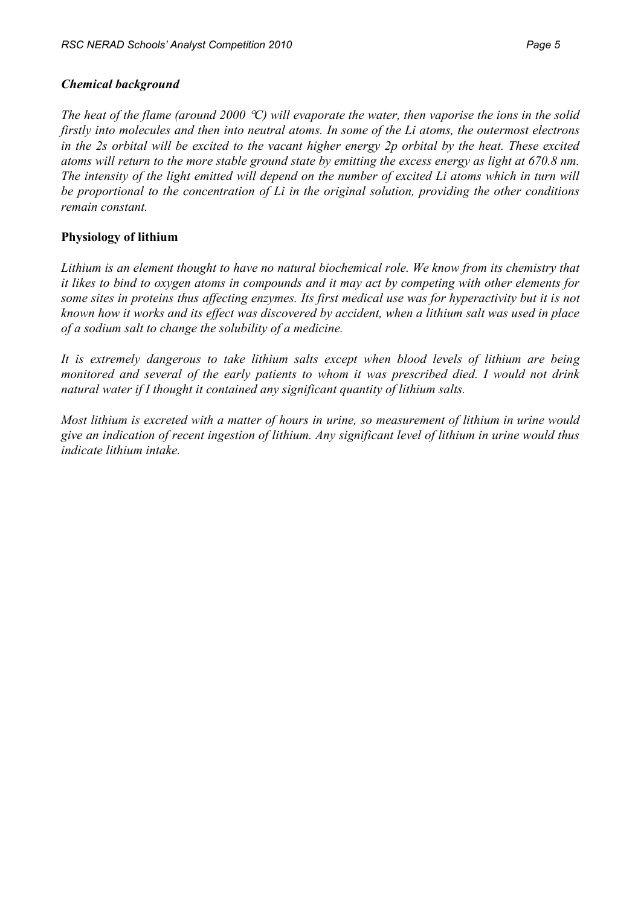### *Chemical background*

*The heat of the flame (around 2000 °C) will evaporate the water, then vaporise the ions in the solid firstly into molecules and then into neutral atoms. In some of the Li atoms, the outermost electrons in the 2s orbital will be excited to the vacant higher energy 2p orbital by the heat. These excited atoms will return to the more stable ground state by emitting the excess energy as light at 670.8 nm. The intensity of the light emitted will depend on the number of excited Li atoms which in turn will be proportional to the concentration of Li in the original solution, providing the other conditions remain constant.*

### Physiology of lithium

*Lithium is an element thought to have no natural biochemical role. We know from its chemistry that it likes to bind to oxygen atoms in compounds and it may act by competing with other elements for some sites in proteins thus affecting enzymes. Its first medical use was for hyperactivity but it is not known how it works and its effect was discovered by accident, when a lithium salt was used in place of a sodium salt to change the solubility of a medicine.*

*It is extremely dangerous to take lithium salts except when blood levels of lithium are being monitored and several of the early patients to whom it was prescribed died. I would not drink natural water if I thought it contained any significant quantity of lithium salts.*

*Most lithium is excreted with a matter of hours in urine, so measurement of lithium in urine would give an indication of recent ingestion of lithium. Any significant level of lithium in urine would thus indicate lithium intake.*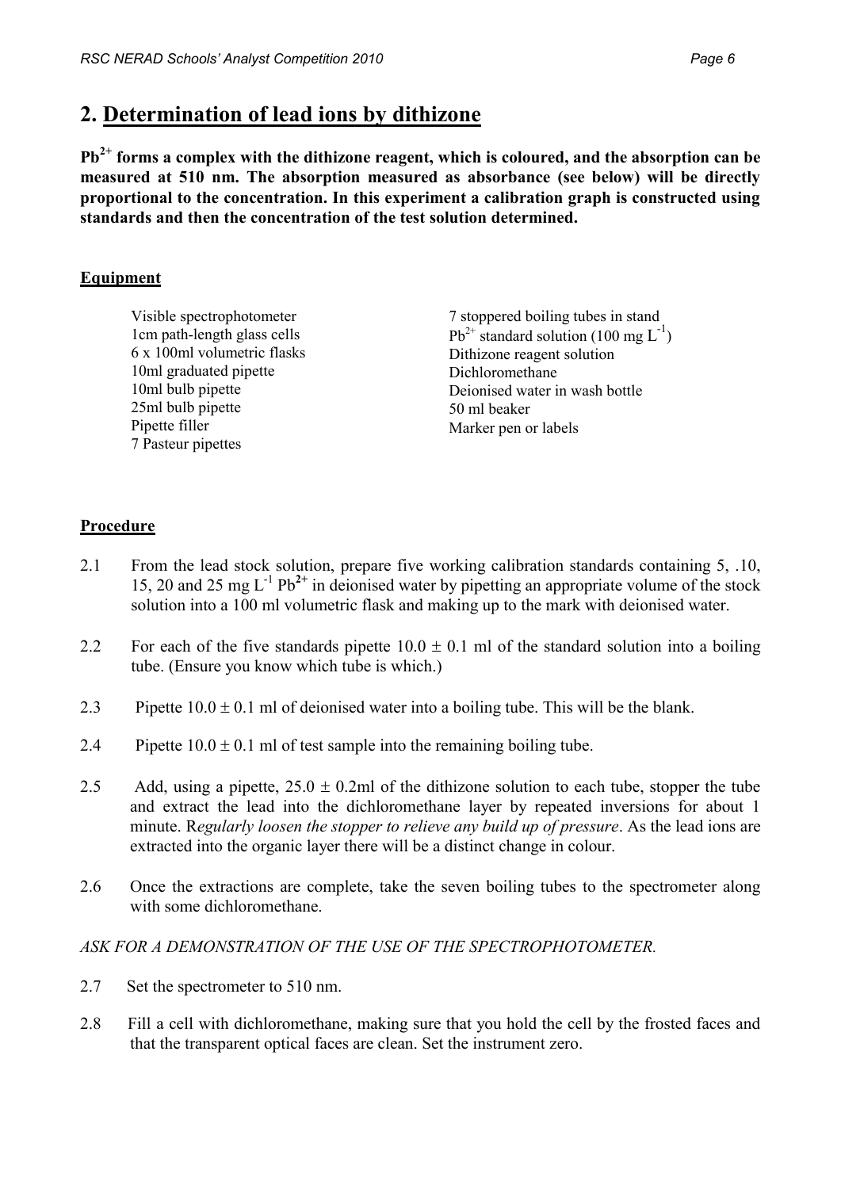## 2. Determination of lead ions by dithizone

**$Pb^{2+}$ forms a complex with the dithizone reagent, which is coloured, and the absorption can be measured at 510 nm. The absorption measured as absorbance (see below) will be directly proportional to the concentration. In this experiment a calibration graph is constructed using standards and then the concentration of the test solution determined.**

### Equipment

Visible spectrophotometer
1cm path-length glass cells
6 x 100ml volumetric flasks
10ml graduated pipette
10ml bulb pipette
25ml bulb pipette
Pipette filler
7 Pasteur pipettes
7 stoppered boiling tubes in stand
$Pb^{2+}$ standard solution (100 mg $L^{-1}$)
Dithizone reagent solution
Dichloromethane
Deionised water in wash bottle
50 ml beaker
Marker pen or labels

### Procedure

2.1 From the lead stock solution, prepare five working calibration standards containing 5, .10, 15, 20 and 25 mg $L^{-1}$ $Pb^{2+}$ in deionised water by pipetting an appropriate volume of the stock solution into a 100 ml volumetric flask and making up to the mark with deionised water.

2.2 For each of the five standards pipette $10.0 \pm 0.1$ ml of the standard solution into a boiling tube. (Ensure you know which tube is which.)

2.3 Pipette $10.0 \pm 0.1$ ml of deionised water into a boiling tube. This will be the blank.

2.4 Pipette $10.0 \pm 0.1$ ml of test sample into the remaining boiling tube.

2.5 Add, using a pipette, $25.0 \pm 0.2$ml of the dithizone solution to each tube, stopper the tube and extract the lead into the dichloromethane layer by repeated inversions for about 1 minute. R*egularly loosen the stopper to relieve any build up of pressure*. As the lead ions are extracted into the organic layer there will be a distinct change in colour.

2.6 Once the extractions are complete, take the seven boiling tubes to the spectrometer along with some dichloromethane.

*ASK FOR A DEMONSTRATION OF THE USE OF THE SPECTROPHOTOMETER.*

2.7 Set the spectrometer to 510 nm.

2.8 Fill a cell with dichloromethane, making sure that you hold the cell by the frosted faces and that the transparent optical faces are clean. Set the instrument zero.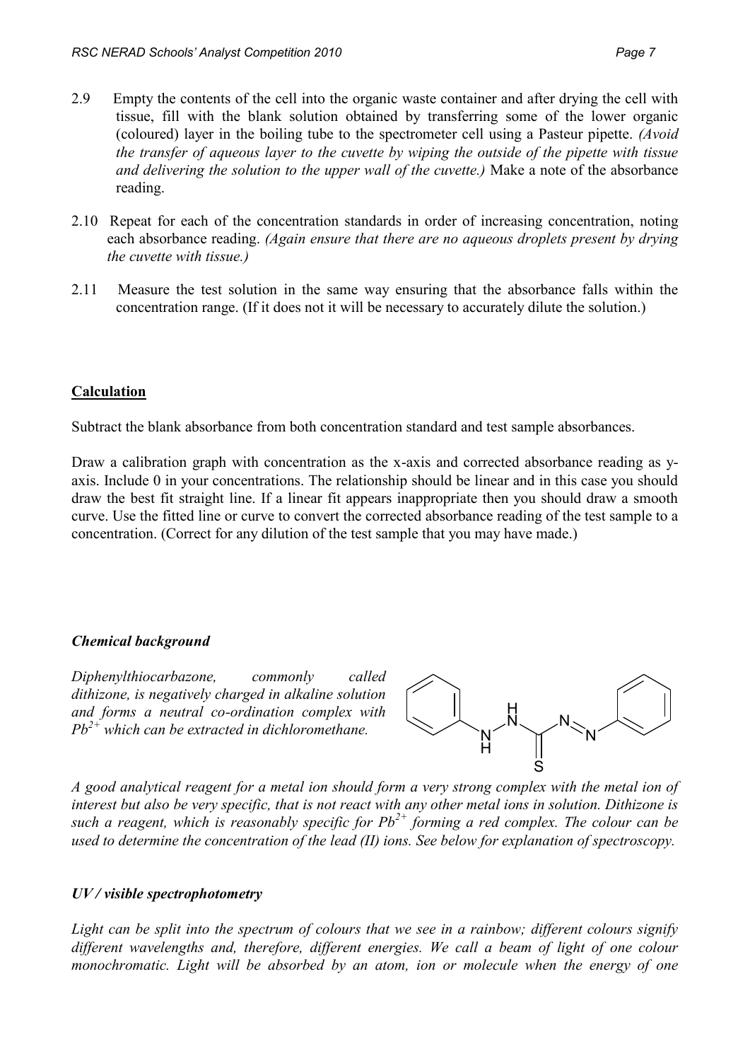2.9 Empty the contents of the cell into the organic waste container and after drying the cell with tissue, fill with the blank solution obtained by transferring some of the lower organic (coloured) layer in the boiling tube to the spectrometer cell using a Pasteur pipette. *(Avoid the transfer of aqueous layer to the cuvette by wiping the outside of the pipette with tissue and delivering the solution to the upper wall of the cuvette.)* Make a note of the absorbance reading.

2.10 Repeat for each of the concentration standards in order of increasing concentration, noting each absorbance reading. *(Again ensure that there are no aqueous droplets present by drying the cuvette with tissue.)*

2.11 Measure the test solution in the same way ensuring that the absorbance falls within the concentration range. (If it does not it will be necessary to accurately dilute the solution.)

## Calculation

Subtract the blank absorbance from both concentration standard and test sample absorbances.

Draw a calibration graph with concentration as the x-axis and corrected absorbance reading as y-axis. Include 0 in your concentrations. The relationship should be linear and in this case you should draw the best fit straight line. If a linear fit appears inappropriate then you should draw a smooth curve. Use the fitted line or curve to convert the corrected absorbance reading of the test sample to a concentration. (Correct for any dilution of the test sample that you may have made.)

### *Chemical background*

*Diphenylthiocarbazone, commonly called dithizone, is negatively charged in alkaline solution and forms a neutral co-ordination complex with $Pb^{2+}$ which can be extracted in dichloromethane.*

*A good analytical reagent for a metal ion should form a very strong complex with the metal ion of interest but also be very specific, that is not react with any other metal ions in solution. Dithizone is such a reagent, which is reasonably specific for $Pb^{2+}$ forming a red complex. The colour can be used to determine the concentration of the lead (II) ions. See below for explanation of spectroscopy.*

### *UV / visible spectrophotometry*

*Light can be split into the spectrum of colours that we see in a rainbow; different colours signify different wavelengths and, therefore, different energies. We call a beam of light of one colour monochromatic. Light will be absorbed by an atom, ion or molecule when the energy of one*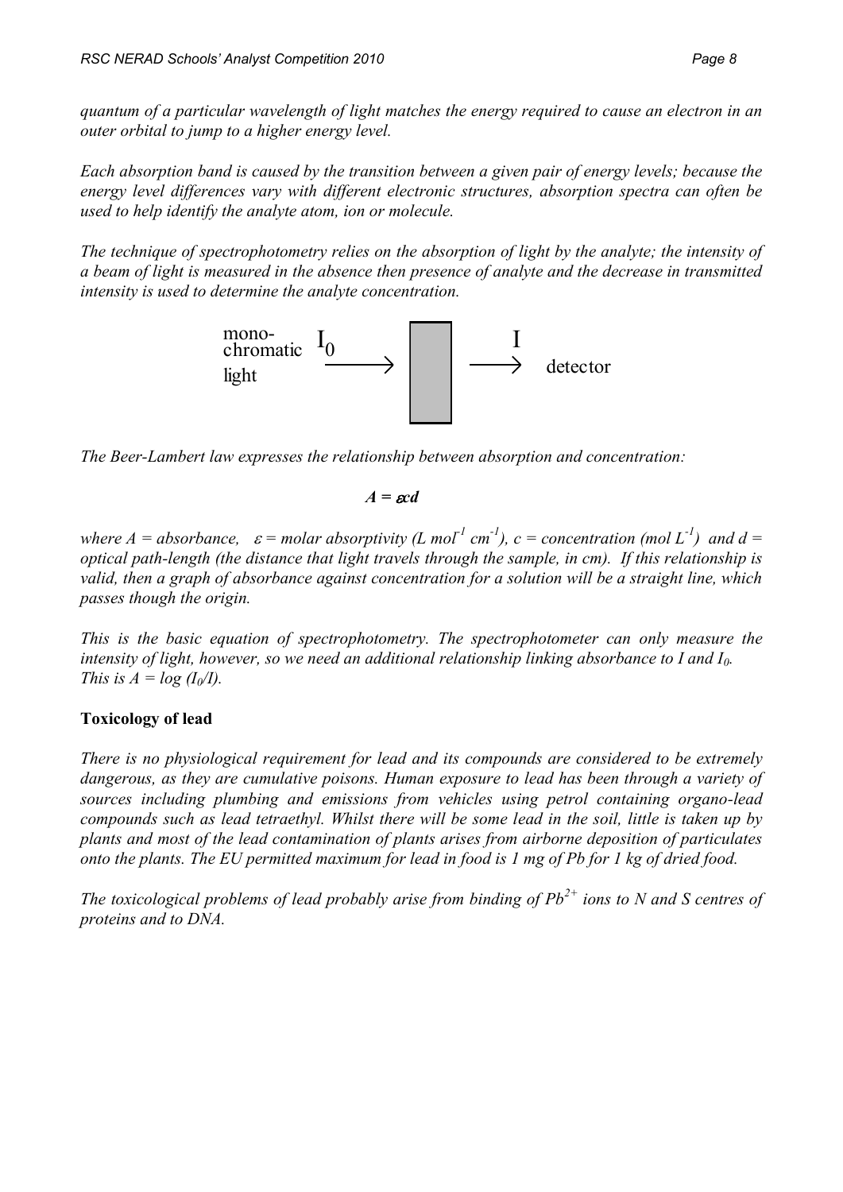*quantum of a particular wavelength of light matches the energy required to cause an electron in an outer orbital to jump to a higher energy level.*

*Each absorption band is caused by the transition between a given pair of energy levels; because the energy level differences vary with different electronic structures, absorption spectra can often be used to help identify the analyte atom, ion or molecule.*

*The technique of spectrophotometry relies on the absorption of light by the analyte; the intensity of a beam of light is measured in the absence then presence of analyte and the decrease in transmitted intensity is used to determine the analyte concentration.*

mono-chromatic light $I_0$ → [sample] → $I$ detector

*The Beer-Lambert law expresses the relationship between absorption and concentration:*

$$A = \varepsilon c d$$

*where $A$ = absorbance, $\varepsilon$ = molar absorptivity (L $mol^{-1}$ $cm^{-1}$), $c$ = concentration (mol $L^{-1}$) and $d$ = optical path-length (the distance that light travels through the sample, in cm). If this relationship is valid, then a graph of absorbance against concentration for a solution will be a straight line, which passes though the origin.*

*This is the basic equation of spectrophotometry. The spectrophotometer can only measure the intensity of light, however, so we need an additional relationship linking absorbance to $I$ and $I_0$. This is $A = \log (I_0/I)$.*

**Toxicology of lead**

*There is no physiological requirement for lead and its compounds are considered to be extremely dangerous, as they are cumulative poisons. Human exposure to lead has been through a variety of sources including plumbing and emissions from vehicles using petrol containing organo-lead compounds such as lead tetraethyl. Whilst there will be some lead in the soil, little is taken up by plants and most of the lead contamination of plants arises from airborne deposition of particulates onto the plants. The EU permitted maximum for lead in food is 1 mg of Pb for 1 kg of dried food.*

*The toxicological problems of lead probably arise from binding of $Pb^{2+}$ ions to N and S centres of proteins and to DNA.*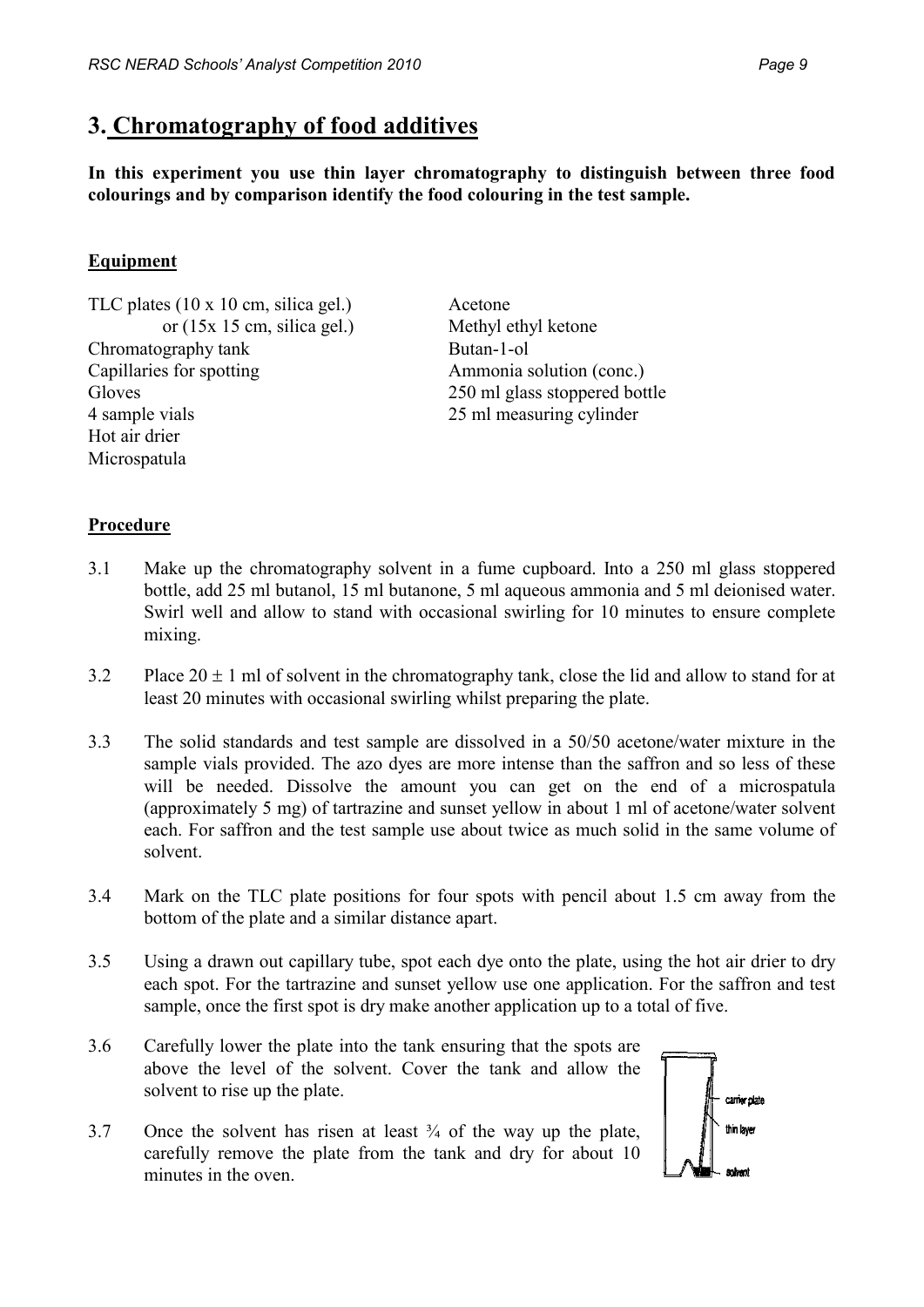## 3. Chromatography of food additives

**In this experiment you use thin layer chromatography to distinguish between three food colourings and by comparison identify the food colouring in the test sample.**

**Equipment**

TLC plates (10 x 10 cm, silica gel.)
or (15x 15 cm, silica gel.)
Chromatography tank
Capillaries for spotting
Gloves
4 sample vials
Hot air drier
Microspatula

Acetone
Methyl ethyl ketone
Butan-1-ol
Ammonia solution (conc.)
250 ml glass stoppered bottle
25 ml measuring cylinder

**Procedure**

3.1 Make up the chromatography solvent in a fume cupboard. Into a 250 ml glass stoppered bottle, add 25 ml butanol, 15 ml butanone, 5 ml aqueous ammonia and 5 ml deionised water. Swirl well and allow to stand with occasional swirling for 10 minutes to ensure complete mixing.

3.2 Place $20 \pm 1$ ml of solvent in the chromatography tank, close the lid and allow to stand for at least 20 minutes with occasional swirling whilst preparing the plate.

3.3 The solid standards and test sample are dissolved in a 50/50 acetone/water mixture in the sample vials provided. The azo dyes are more intense than the saffron and so less of these will be needed. Dissolve the amount you can get on the end of a microspatula (approximately 5 mg) of tartrazine and sunset yellow in about 1 ml of acetone/water solvent each. For saffron and the test sample use about twice as much solid in the same volume of solvent.

3.4 Mark on the TLC plate positions for four spots with pencil about 1.5 cm away from the bottom of the plate and a similar distance apart.

3.5 Using a drawn out capillary tube, spot each dye onto the plate, using the hot air drier to dry each spot. For the tartrazine and sunset yellow use one application. For the saffron and test sample, once the first spot is dry make another application up to a total of five.

3.6 Carefully lower the plate into the tank ensuring that the spots are above the level of the solvent. Cover the tank and allow the solvent to rise up the plate.

3.7 Once the solvent has risen at least ¾ of the way up the plate, carefully remove the plate from the tank and dry for about 10 minutes in the oven.

carrier plate
thin layer
solvent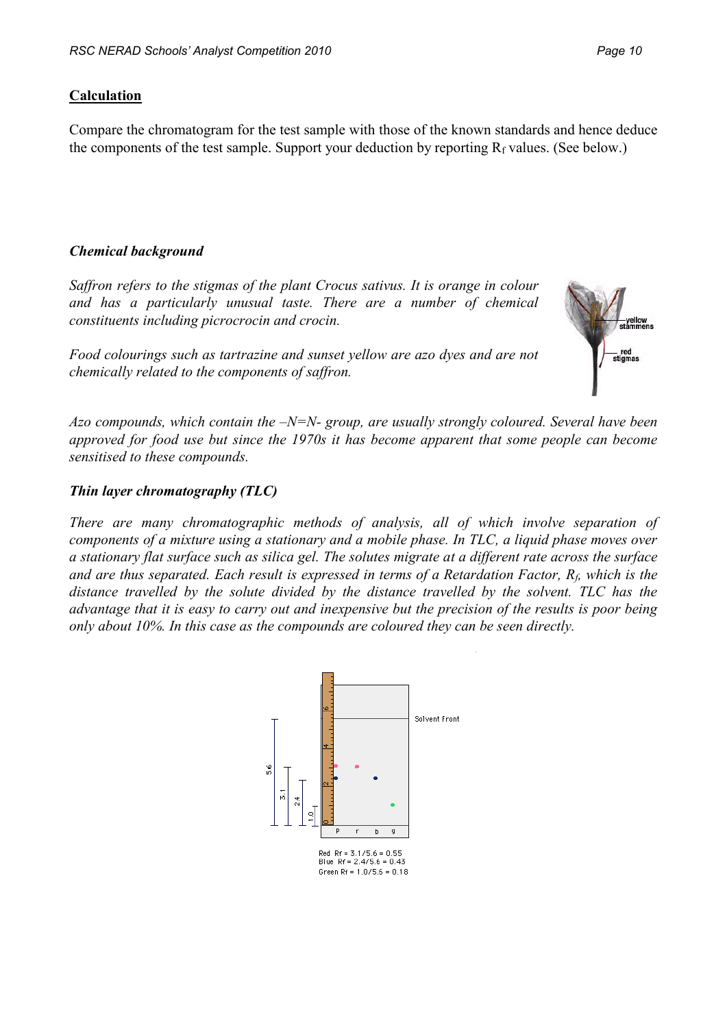**Calculation**

Compare the chromatogram for the test sample with those of the known standards and hence deduce the components of the test sample. Support your deduction by reporting $R_f$ values. (See below.)

***Chemical background***

*Saffron refers to the stigmas of the plant Crocus sativus. It is orange in colour and has a particularly unusual taste. There are a number of chemical constituents including picrocrocin and crocin.*

*Food colourings such as tartrazine and sunset yellow are azo dyes and are not chemically related to the components of saffron.*

*Azo compounds, which contain the –N=N- group, are usually strongly coloured. Several have been approved for food use but since the 1970s it has become apparent that some people can become sensitised to these compounds.*

***Thin layer chromatography (TLC)***

*There are many chromatographic methods of analysis, all of which involve separation of components of a mixture using a stationary and a mobile phase. In TLC, a liquid phase moves over a stationary flat surface such as silica gel. The solutes migrate at a different rate across the surface and are thus separated. Each result is expressed in terms of a Retardation Factor, $R_f$, which is the distance travelled by the solute divided by the distance travelled by the solvent. TLC has the advantage that it is easy to carry out and inexpensive but the precision of the results is poor being only about 10%. In this case as the compounds are coloured they can be seen directly.*

Red $R_f = 3.1/5.6 = 0.55$
Blue $R_f = 2.4/5.6 = 0.43$
Green $R_f = 1.0/5.6 = 0.18$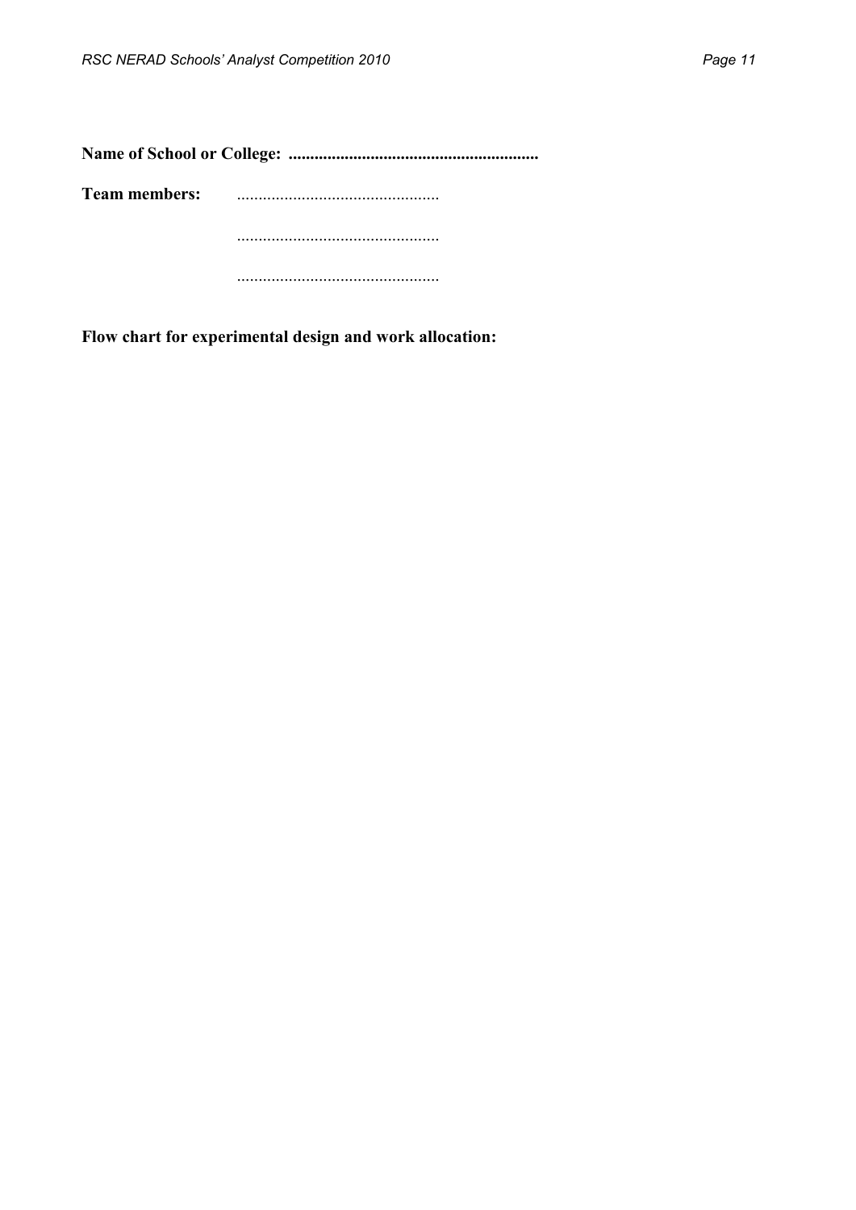**Name of School or College: ..........................................................**

**Team members:** ...............................................

...............................................

...............................................

**Flow chart for experimental design and work allocation:**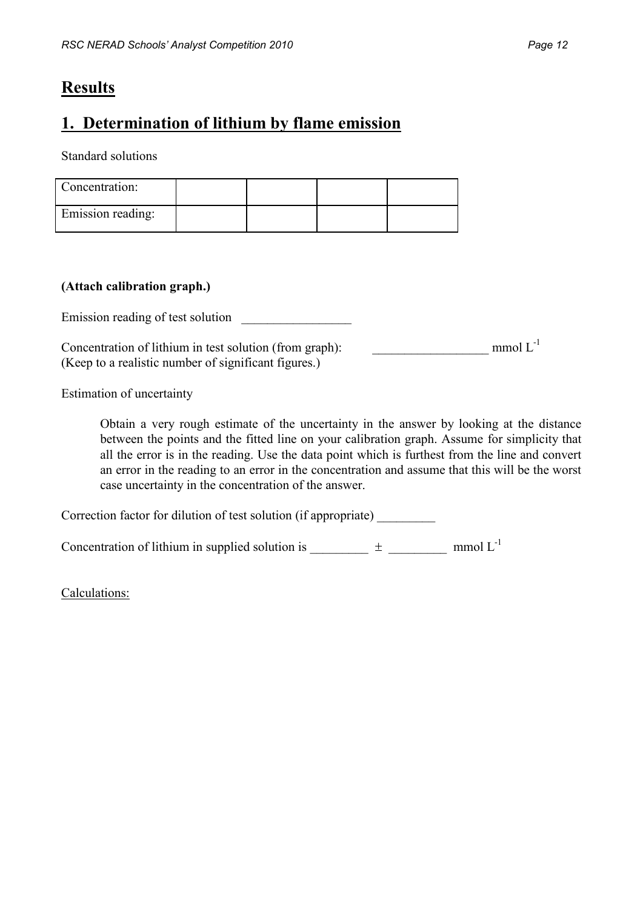# Results

## 1. Determination of lithium by flame emission

Standard solutions

| Concentration: | | | | |
|---|---|---|---|---|
| Emission reading: | | | | |

**(Attach calibration graph.)**

Emission reading of test solution \_\_\_\_\_\_\_\_\_\_\_\_\_\_\_\_\_

Concentration of lithium in test solution (from graph): \_\_\_\_\_\_\_\_\_\_\_\_\_\_\_\_\_\_ mmol $L^{-1}$
(Keep to a realistic number of significant figures.)

Estimation of uncertainty

> Obtain a very rough estimate of the uncertainty in the answer by looking at the distance between the points and the fitted line on your calibration graph. Assume for simplicity that all the error is in the reading. Use the data point which is furthest from the line and convert an error in the reading to an error in the concentration and assume that this will be the worst case uncertainty in the concentration of the answer.

Correction factor for dilution of test solution (if appropriate) \_\_\_\_\_\_\_\_\_

Concentration of lithium in supplied solution is \_\_\_\_\_\_\_\_\_ $\pm$ \_\_\_\_\_\_\_\_\_ mmol $L^{-1}$

Calculations: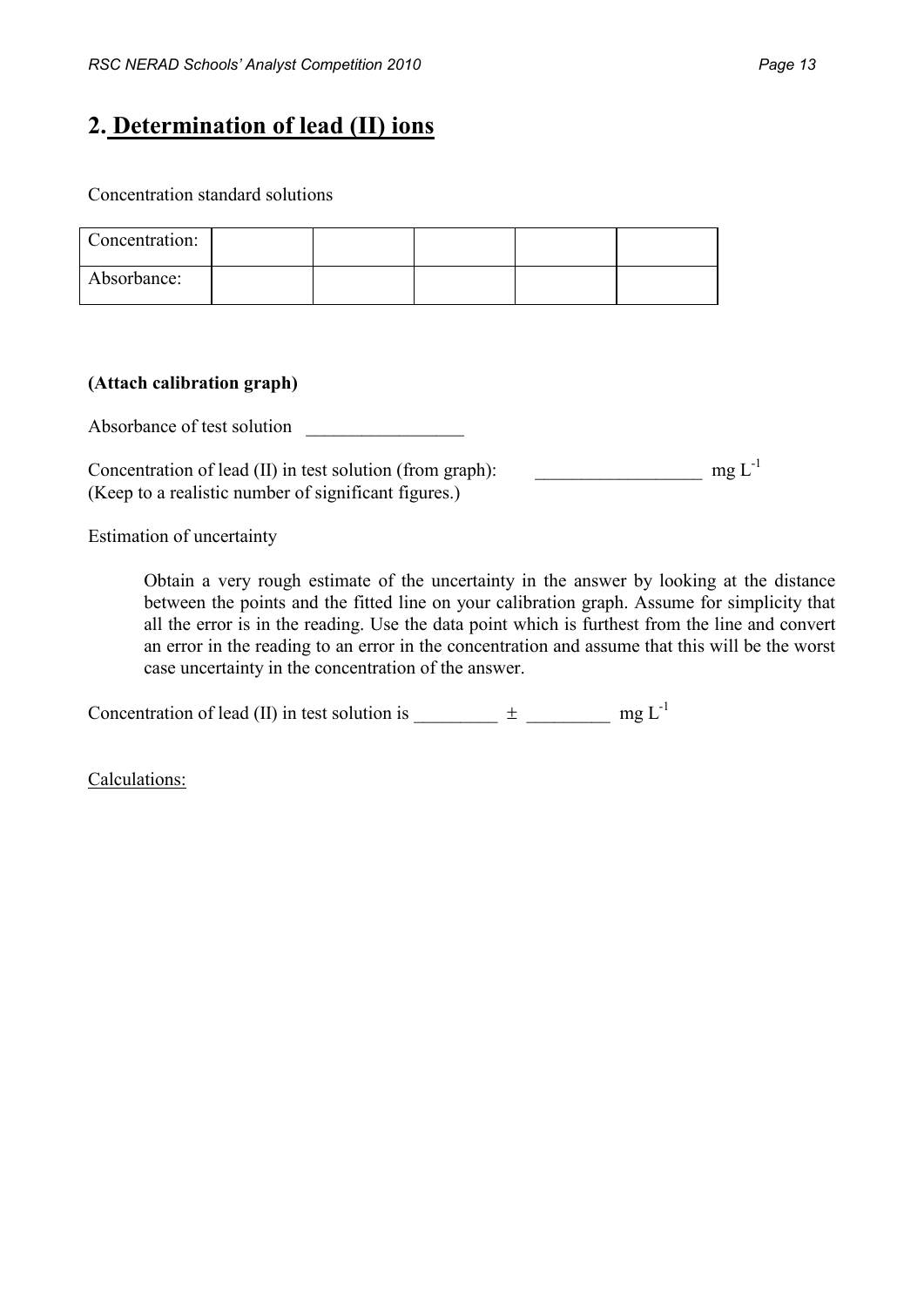## 2. Determination of lead (II) ions

Concentration standard solutions

| Concentration: | | | | | |
|---|---|---|---|---|---|
| Absorbance: | | | | | |

**(Attach calibration graph)**

Absorbance of test solution \_\_\_\_\_\_\_\_\_\_\_\_\_\_\_\_\_

Concentration of lead (II) in test solution (from graph): \_\_\_\_\_\_\_\_\_\_\_\_\_\_\_\_\_\_ mg $L^{-1}$
(Keep to a realistic number of significant figures.)

Estimation of uncertainty

> Obtain a very rough estimate of the uncertainty in the answer by looking at the distance between the points and the fitted line on your calibration graph. Assume for simplicity that all the error is in the reading. Use the data point which is furthest from the line and convert an error in the reading to an error in the concentration and assume that this will be the worst case uncertainty in the concentration of the answer.

Concentration of lead (II) in test solution is \_\_\_\_\_\_\_\_\_ $\pm$ \_\_\_\_\_\_\_\_\_ mg $L^{-1}$

Calculations: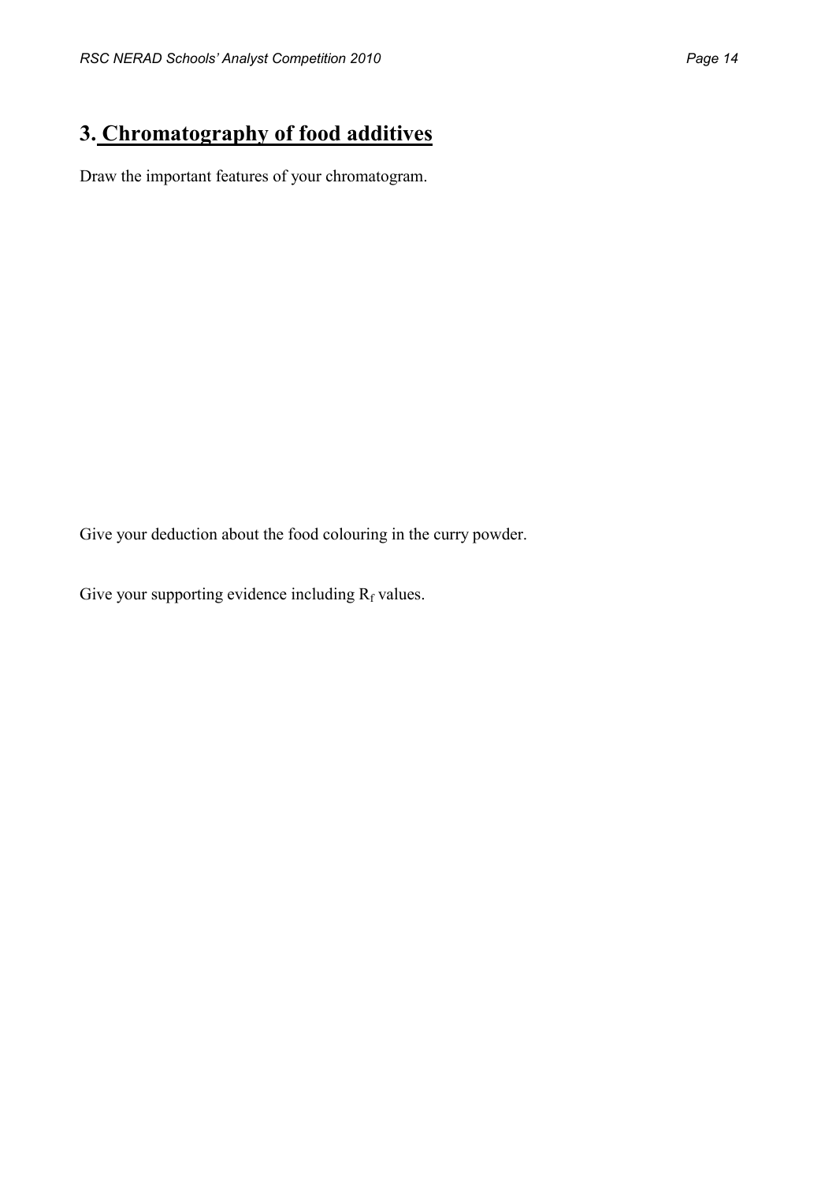## 3. Chromatography of food additives

Draw the important features of your chromatogram.

Give your deduction about the food colouring in the curry powder.

Give your supporting evidence including $R_f$ values.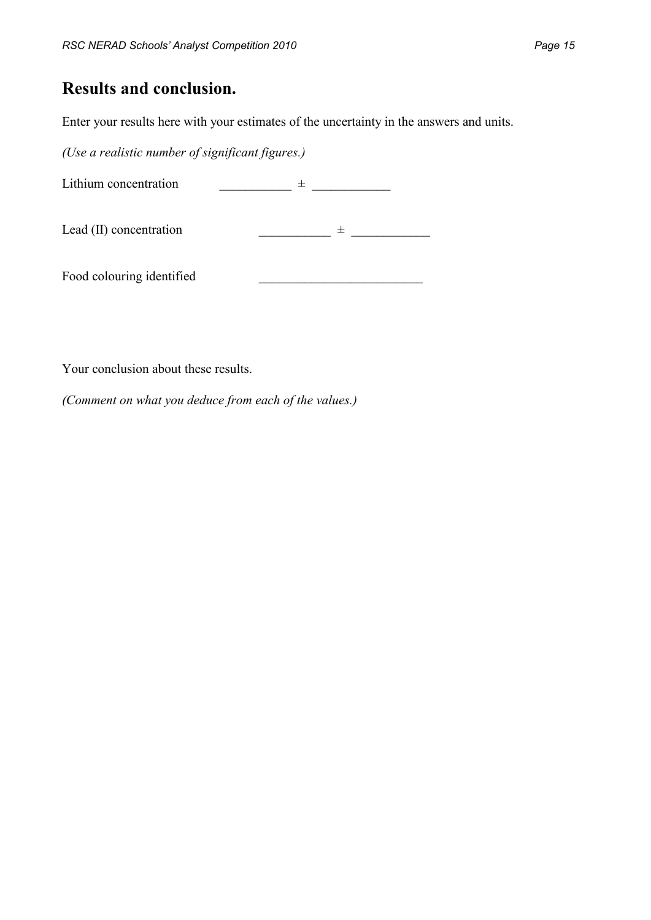# Results and conclusion.

Enter your results here with your estimates of the uncertainty in the answers and units.

*(Use a realistic number of significant figures.)*

Lithium concentration ___________ ± ____________

Lead (II) concentration ___________ ± ____________

Food colouring identified _________________________

Your conclusion about these results.

*(Comment on what you deduce from each of the values.)*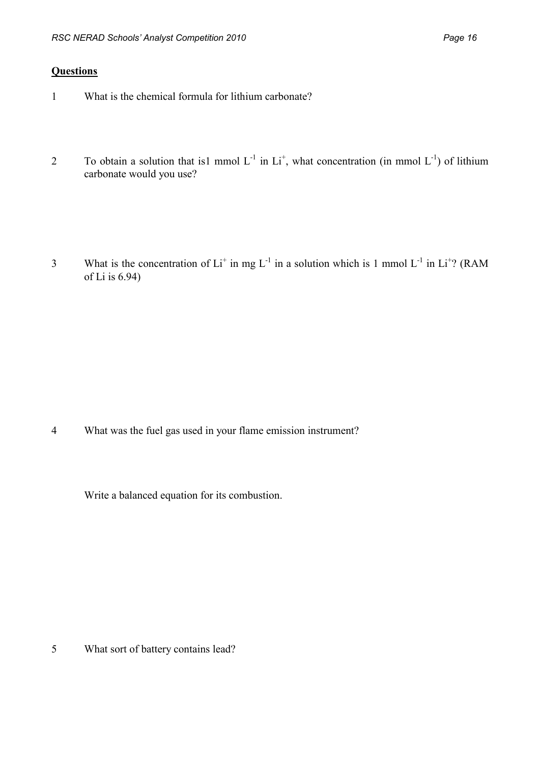**Questions**

1 What is the chemical formula for lithium carbonate?

2 To obtain a solution that is1 mmol $L^{-1}$ in $Li^+$, what concentration (in mmol $L^{-1}$) of lithium carbonate would you use?

3 What is the concentration of $Li^+$ in mg $L^{-1}$ in a solution which is 1 mmol $L^{-1}$ in $Li^+$? (RAM of Li is 6.94)

4 What was the fuel gas used in your flame emission instrument?

Write a balanced equation for its combustion.

5 What sort of battery contains lead?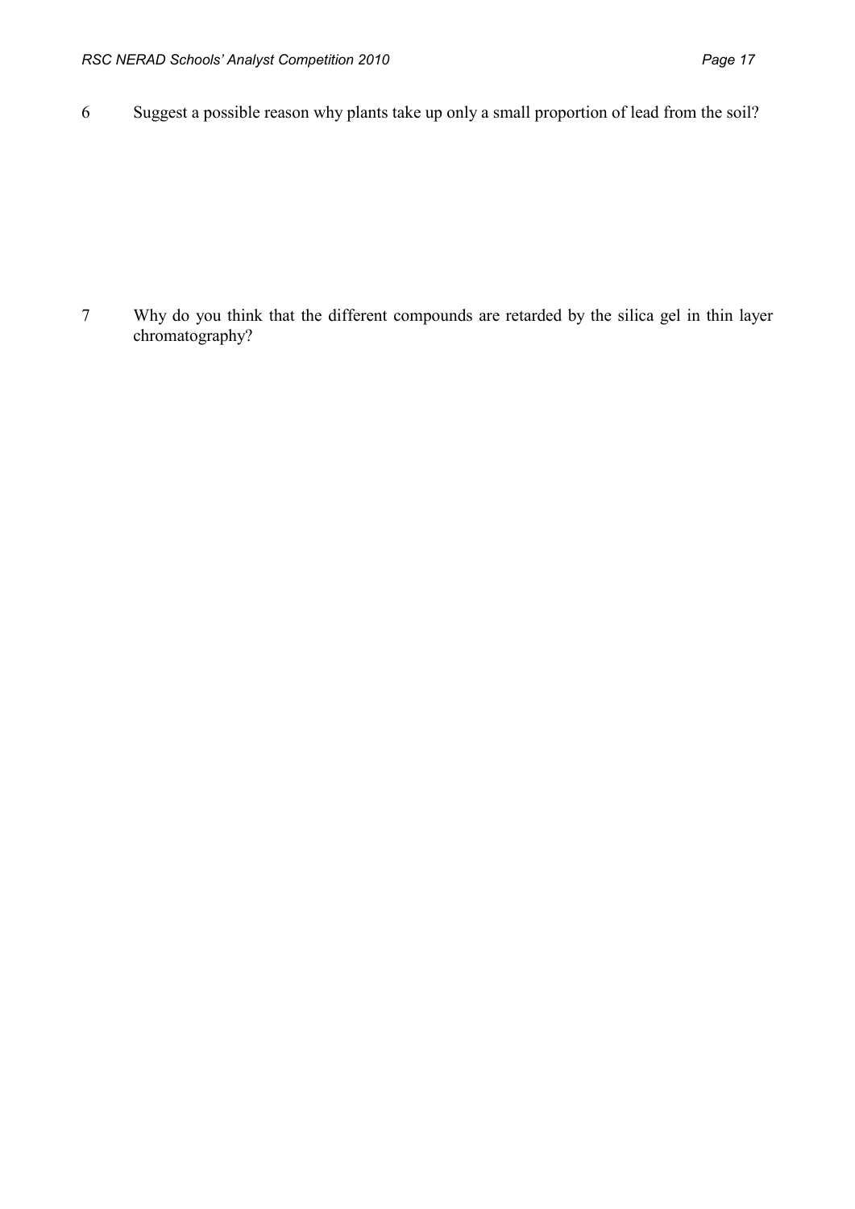6 Suggest a possible reason why plants take up only a small proportion of lead from the soil?

7 Why do you think that the different compounds are retarded by the silica gel in thin layer chromatography?